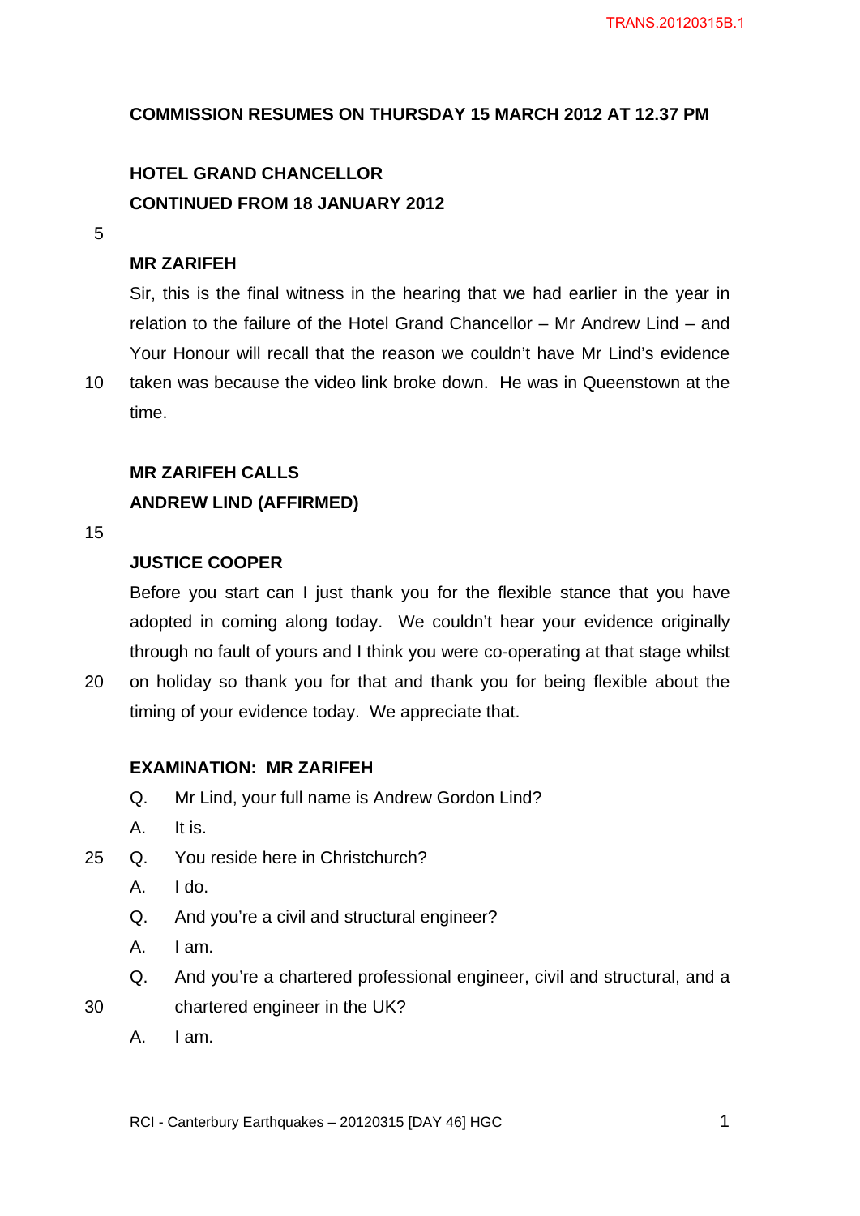**COMMISSION RESUMES ON THURSDAY 15 MARCH 2012 AT 12.37 PM**

**HOTEL GRAND CHANCELLOR**
**CONTINUED FROM 18 JANUARY 2012**

**MR ZARIFEH**

Sir, this is the final witness in the hearing that we had earlier in the year in relation to the failure of the Hotel Grand Chancellor – Mr Andrew Lind – and Your Honour will recall that the reason we couldn't have Mr Lind's evidence taken was because the video link broke down. He was in Queenstown at the time.

**MR ZARIFEH CALLS**
**ANDREW LIND (AFFIRMED)**

**JUSTICE COOPER**

Before you start can I just thank you for the flexible stance that you have adopted in coming along today. We couldn't hear your evidence originally through no fault of yours and I think you were co-operating at that stage whilst on holiday so thank you for that and thank you for being flexible about the timing of your evidence today. We appreciate that.

**EXAMINATION: MR ZARIFEH**

Q. Mr Lind, your full name is Andrew Gordon Lind?

A. It is.

Q. You reside here in Christchurch?

A. I do.

Q. And you're a civil and structural engineer?

A. I am.

Q. And you're a chartered professional engineer, civil and structural, and a chartered engineer in the UK?

A. I am.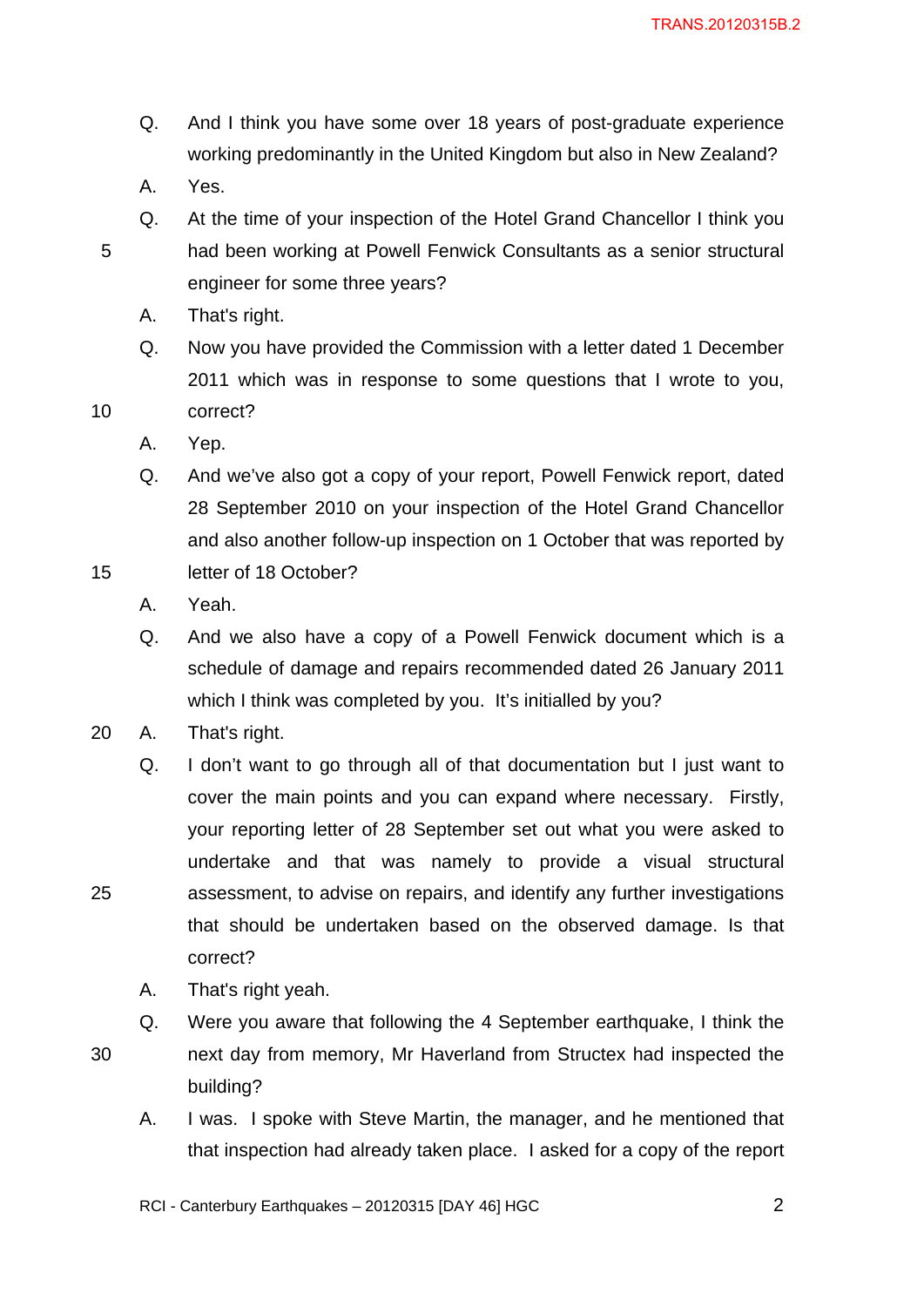Q. And I think you have some over 18 years of post-graduate experience working predominantly in the United Kingdom but also in New Zealand?

A. Yes.

Q. At the time of your inspection of the Hotel Grand Chancellor I think you had been working at Powell Fenwick Consultants as a senior structural engineer for some three years?

A. That's right.

Q. Now you have provided the Commission with a letter dated 1 December 2011 which was in response to some questions that I wrote to you, correct?

A. Yep.

Q. And we've also got a copy of your report, Powell Fenwick report, dated 28 September 2010 on your inspection of the Hotel Grand Chancellor and also another follow-up inspection on 1 October that was reported by letter of 18 October?

A. Yeah.

Q. And we also have a copy of a Powell Fenwick document which is a schedule of damage and repairs recommended dated 26 January 2011 which I think was completed by you. It's initialled by you?

A. That's right.

Q. I don't want to go through all of that documentation but I just want to cover the main points and you can expand where necessary. Firstly, your reporting letter of 28 September set out what you were asked to undertake and that was namely to provide a visual structural assessment, to advise on repairs, and identify any further investigations that should be undertaken based on the observed damage. Is that correct?

A. That's right yeah.

Q. Were you aware that following the 4 September earthquake, I think the next day from memory, Mr Haverland from Structex had inspected the building?

A. I was. I spoke with Steve Martin, the manager, and he mentioned that that inspection had already taken place. I asked for a copy of the report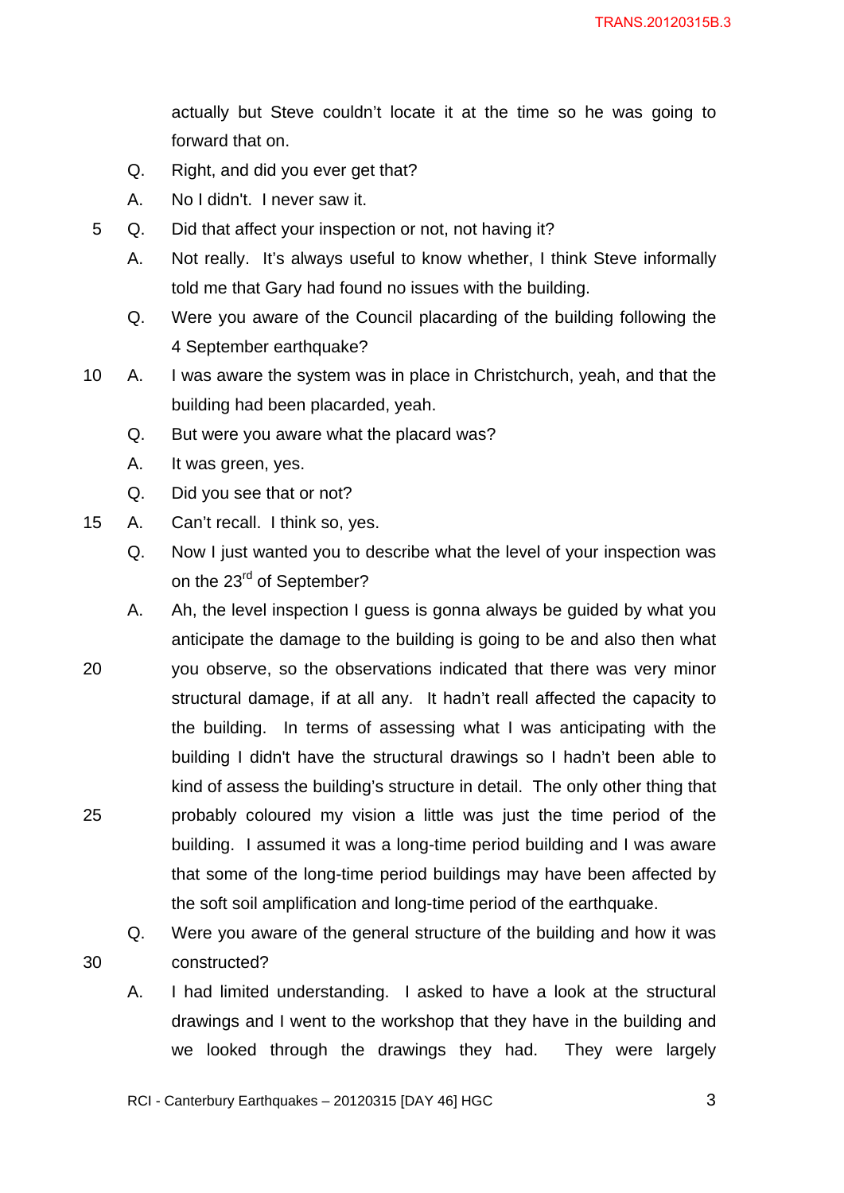actually but Steve couldn't locate it at the time so he was going to forward that on.

Q. Right, and did you ever get that?

A. No I didn't. I never saw it.

Q. Did that affect your inspection or not, not having it?

A. Not really. It's always useful to know whether, I think Steve informally told me that Gary had found no issues with the building.

Q. Were you aware of the Council placarding of the building following the 4 September earthquake?

A. I was aware the system was in place in Christchurch, yeah, and that the building had been placarded, yeah.

Q. But were you aware what the placard was?

A. It was green, yes.

Q. Did you see that or not?

A. Can't recall. I think so, yes.

Q. Now I just wanted you to describe what the level of your inspection was on the 23rd of September?

A. Ah, the level inspection I guess is gonna always be guided by what you anticipate the damage to the building is going to be and also then what you observe, so the observations indicated that there was very minor structural damage, if at all any. It hadn't reall affected the capacity to the building. In terms of assessing what I was anticipating with the building I didn't have the structural drawings so I hadn't been able to kind of assess the building's structure in detail. The only other thing that probably coloured my vision a little was just the time period of the building. I assumed it was a long-time period building and I was aware that some of the long-time period buildings may have been affected by the soft soil amplification and long-time period of the earthquake.

Q. Were you aware of the general structure of the building and how it was constructed?

A. I had limited understanding. I asked to have a look at the structural drawings and I went to the workshop that they have in the building and we looked through the drawings they had. They were largely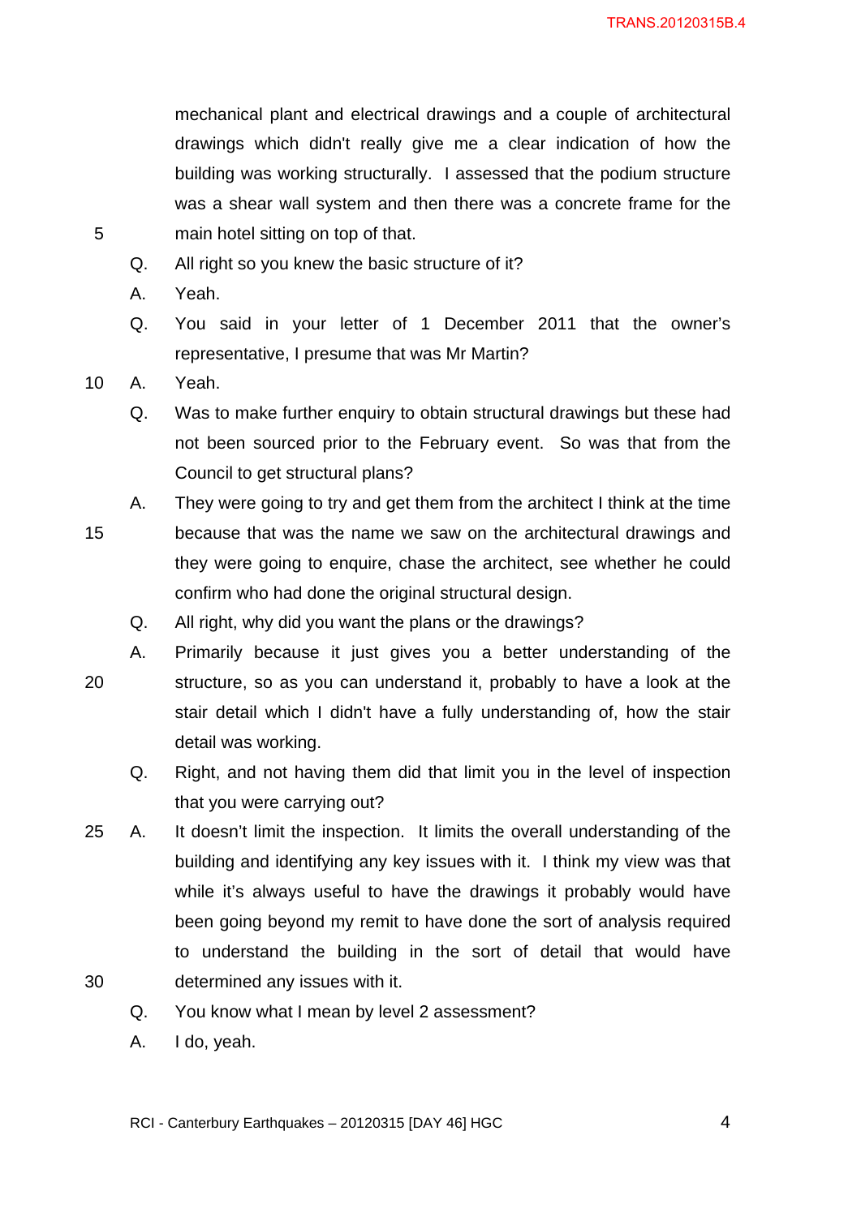mechanical plant and electrical drawings and a couple of architectural drawings which didn't really give me a clear indication of how the building was working structurally. I assessed that the podium structure was a shear wall system and then there was a concrete frame for the main hotel sitting on top of that.

Q. All right so you knew the basic structure of it?

A. Yeah.

Q. You said in your letter of 1 December 2011 that the owner's representative, I presume that was Mr Martin?

A. Yeah.

Q. Was to make further enquiry to obtain structural drawings but these had not been sourced prior to the February event. So was that from the Council to get structural plans?

A. They were going to try and get them from the architect I think at the time because that was the name we saw on the architectural drawings and they were going to enquire, chase the architect, see whether he could confirm who had done the original structural design.

Q. All right, why did you want the plans or the drawings?

A. Primarily because it just gives you a better understanding of the structure, so as you can understand it, probably to have a look at the stair detail which I didn't have a fully understanding of, how the stair detail was working.

Q. Right, and not having them did that limit you in the level of inspection that you were carrying out?

A. It doesn't limit the inspection. It limits the overall understanding of the building and identifying any key issues with it. I think my view was that while it's always useful to have the drawings it probably would have been going beyond my remit to have done the sort of analysis required to understand the building in the sort of detail that would have determined any issues with it.

Q. You know what I mean by level 2 assessment?

A. I do, yeah.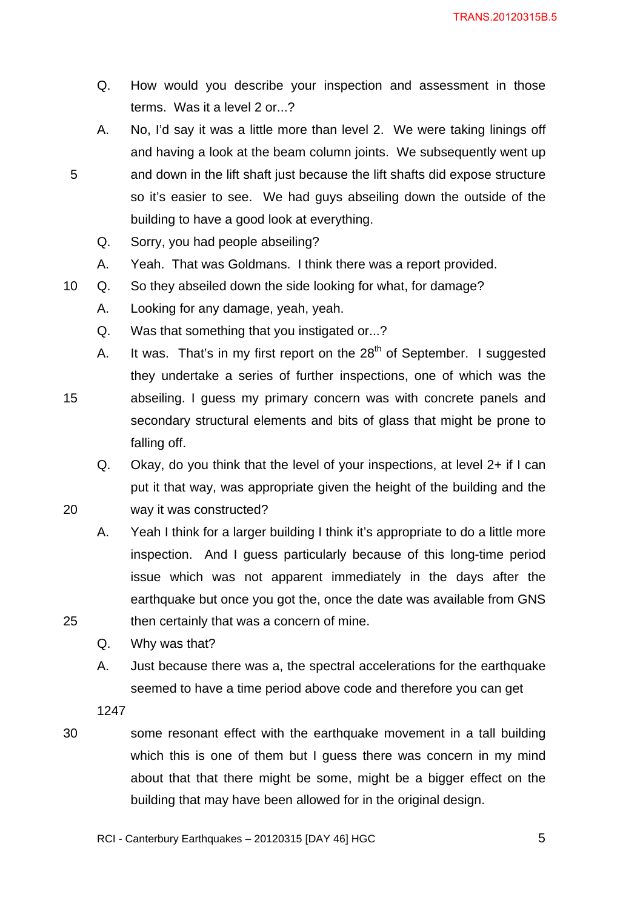Q. How would you describe your inspection and assessment in those terms. Was it a level 2 or...?

A. No, I'd say it was a little more than level 2. We were taking linings off and having a look at the beam column joints. We subsequently went up and down in the lift shaft just because the lift shafts did expose structure so it's easier to see. We had guys abseiling down the outside of the building to have a good look at everything.

Q. Sorry, you had people abseiling?

A. Yeah. That was Goldmans. I think there was a report provided.

Q. So they abseiled down the side looking for what, for damage?

A. Looking for any damage, yeah, yeah.

Q. Was that something that you instigated or...?

A. It was. That's in my first report on the 28th of September. I suggested they undertake a series of further inspections, one of which was the abseiling. I guess my primary concern was with concrete panels and secondary structural elements and bits of glass that might be prone to falling off.

Q. Okay, do you think that the level of your inspections, at level 2+ if I can put it that way, was appropriate given the height of the building and the way it was constructed?

A. Yeah I think for a larger building I think it's appropriate to do a little more inspection. And I guess particularly because of this long-time period issue which was not apparent immediately in the days after the earthquake but once you got the, once the date was available from GNS then certainly that was a concern of mine.

Q. Why was that?

A. Just because there was a, the spectral accelerations for the earthquake seemed to have a time period above code and therefore you can get

1247

some resonant effect with the earthquake movement in a tall building which this is one of them but I guess there was concern in my mind about that that there might be some, might be a bigger effect on the building that may have been allowed for in the original design.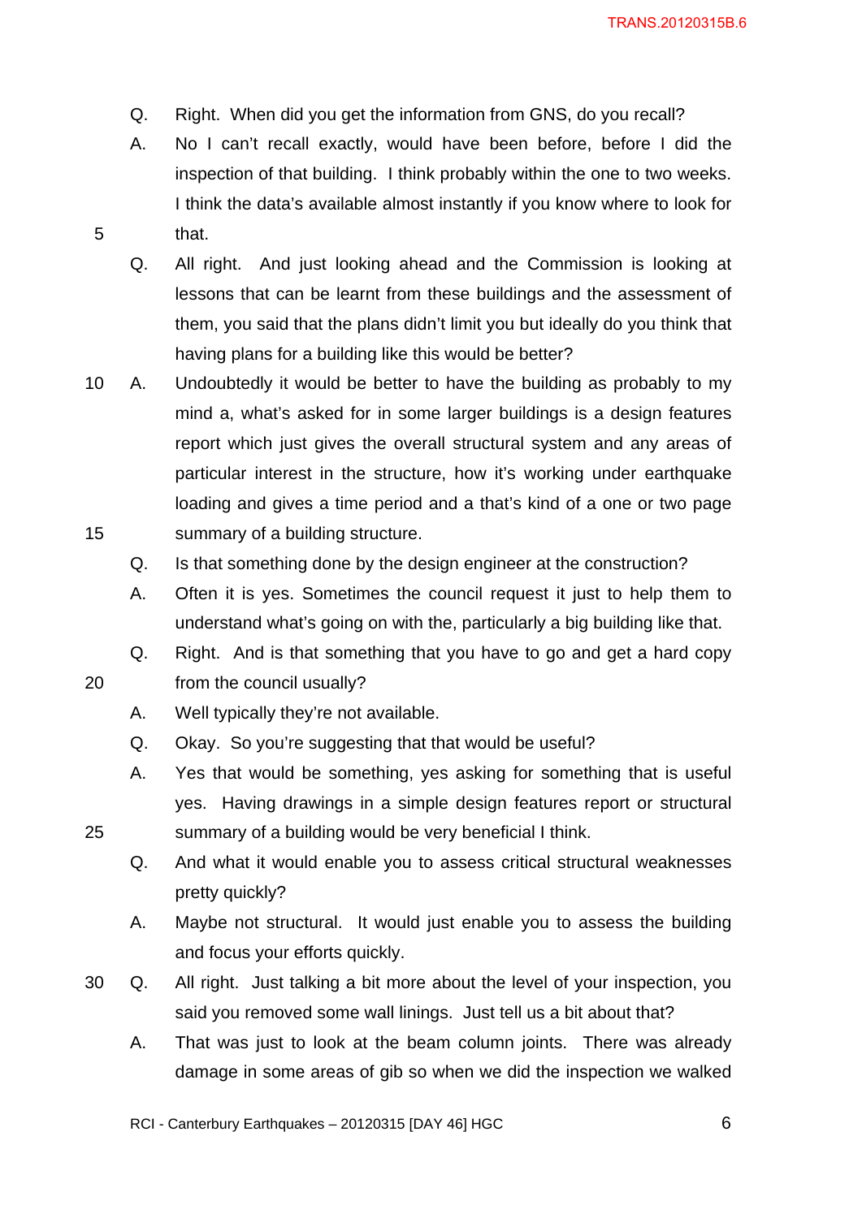Q. Right. When did you get the information from GNS, do you recall?

A. No I can't recall exactly, would have been before, before I did the inspection of that building. I think probably within the one to two weeks. I think the data's available almost instantly if you know where to look for that.

Q. All right. And just looking ahead and the Commission is looking at lessons that can be learnt from these buildings and the assessment of them, you said that the plans didn't limit you but ideally do you think that having plans for a building like this would be better?

A. Undoubtedly it would be better to have the building as probably to my mind a, what's asked for in some larger buildings is a design features report which just gives the overall structural system and any areas of particular interest in the structure, how it's working under earthquake loading and gives a time period and a that's kind of a one or two page summary of a building structure.

Q. Is that something done by the design engineer at the construction?

A. Often it is yes. Sometimes the council request it just to help them to understand what's going on with the, particularly a big building like that.

Q. Right. And is that something that you have to go and get a hard copy from the council usually?

A. Well typically they're not available.

Q. Okay. So you're suggesting that that would be useful?

A. Yes that would be something, yes asking for something that is useful yes. Having drawings in a simple design features report or structural summary of a building would be very beneficial I think.

Q. And what it would enable you to assess critical structural weaknesses pretty quickly?

A. Maybe not structural. It would just enable you to assess the building and focus your efforts quickly.

Q. All right. Just talking a bit more about the level of your inspection, you said you removed some wall linings. Just tell us a bit about that?

A. That was just to look at the beam column joints. There was already damage in some areas of gib so when we did the inspection we walked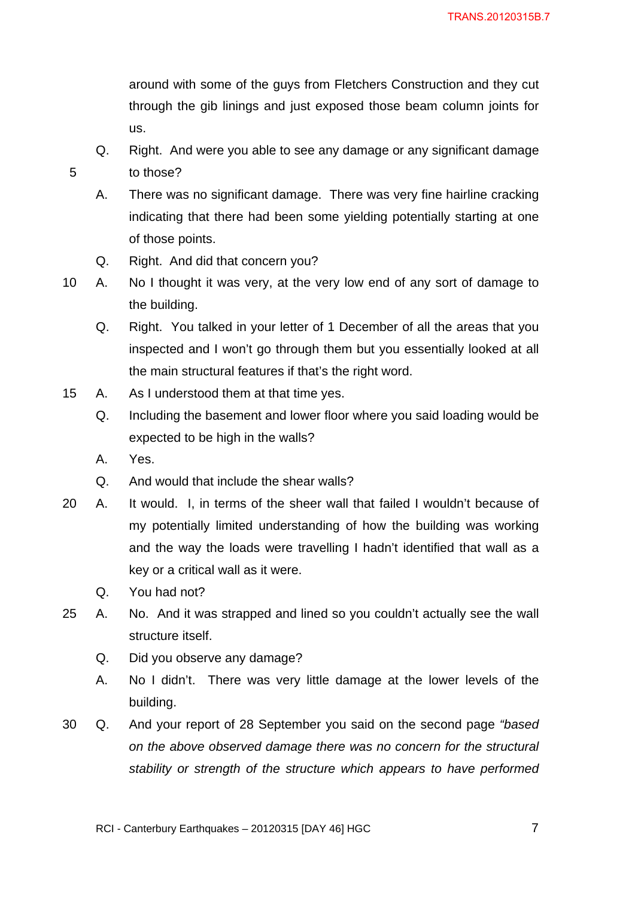around with some of the guys from Fletchers Construction and they cut through the gib linings and just exposed those beam column joints for us.

Q. Right. And were you able to see any damage or any significant damage to those?

A. There was no significant damage. There was very fine hairline cracking indicating that there had been some yielding potentially starting at one of those points.

Q. Right. And did that concern you?

A. No I thought it was very, at the very low end of any sort of damage to the building.

Q. Right. You talked in your letter of 1 December of all the areas that you inspected and I won't go through them but you essentially looked at all the main structural features if that's the right word.

A. As I understood them at that time yes.

Q. Including the basement and lower floor where you said loading would be expected to be high in the walls?

A. Yes.

Q. And would that include the shear walls?

A. It would. I, in terms of the sheer wall that failed I wouldn't because of my potentially limited understanding of how the building was working and the way the loads were travelling I hadn't identified that wall as a key or a critical wall as it were.

Q. You had not?

A. No. And it was strapped and lined so you couldn't actually see the wall structure itself.

Q. Did you observe any damage?

A. No I didn't. There was very little damage at the lower levels of the building.

Q. And your report of 28 September you said on the second page *"based on the above observed damage there was no concern for the structural stability or strength of the structure which appears to have performed*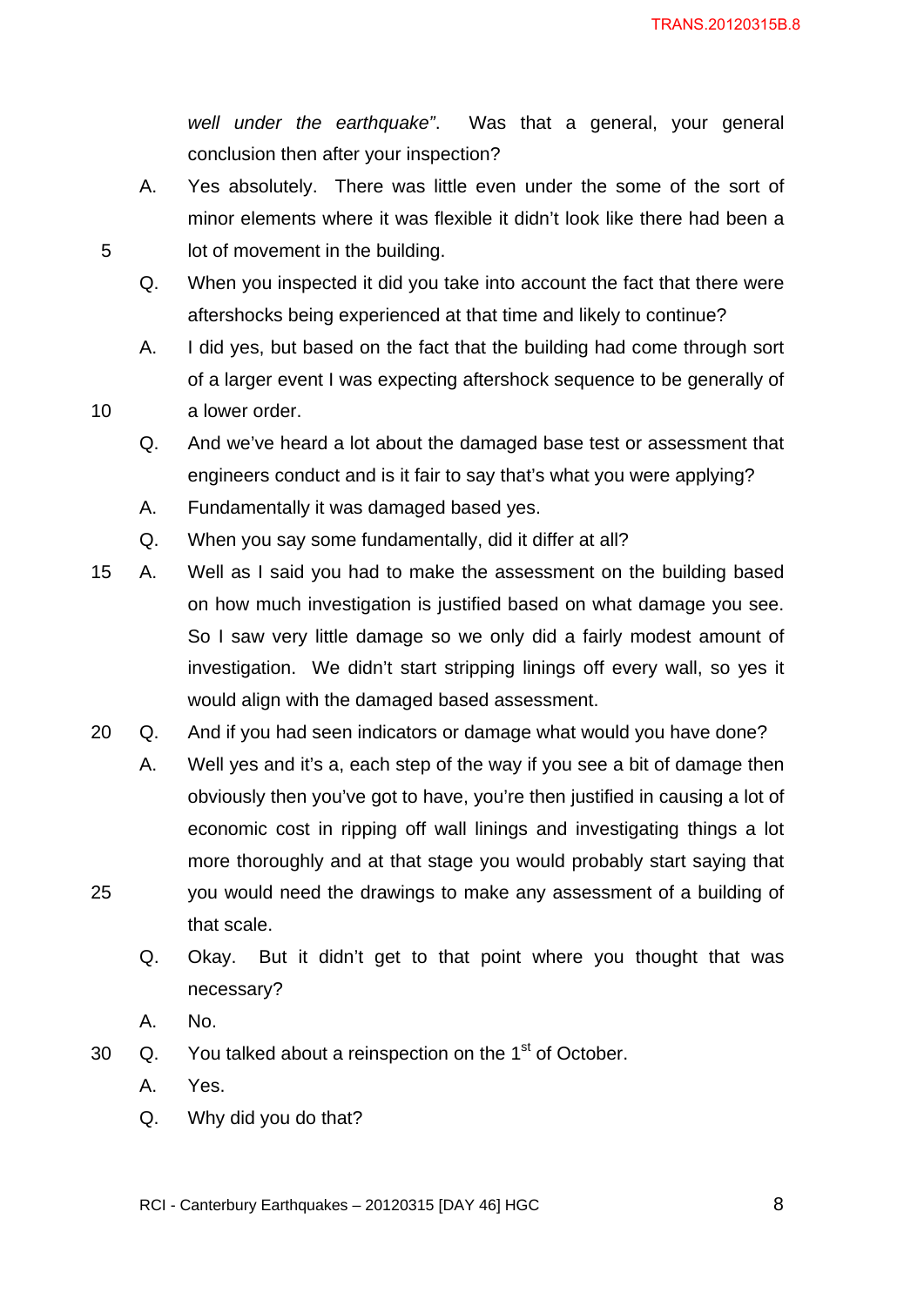*well under the earthquake"*. Was that a general, your general conclusion then after your inspection?

A. Yes absolutely. There was little even under the some of the sort of minor elements where it was flexible it didn't look like there had been a lot of movement in the building.

Q. When you inspected it did you take into account the fact that there were aftershocks being experienced at that time and likely to continue?

A. I did yes, but based on the fact that the building had come through sort of a larger event I was expecting aftershock sequence to be generally of a lower order.

Q. And we've heard a lot about the damaged base test or assessment that engineers conduct and is it fair to say that's what you were applying?

A. Fundamentally it was damaged based yes.

Q. When you say some fundamentally, did it differ at all?

A. Well as I said you had to make the assessment on the building based on how much investigation is justified based on what damage you see. So I saw very little damage so we only did a fairly modest amount of investigation. We didn't start stripping linings off every wall, so yes it would align with the damaged based assessment.

Q. And if you had seen indicators or damage what would you have done?

A. Well yes and it's a, each step of the way if you see a bit of damage then obviously then you've got to have, you're then justified in causing a lot of economic cost in ripping off wall linings and investigating things a lot more thoroughly and at that stage you would probably start saying that you would need the drawings to make any assessment of a building of that scale.

Q. Okay. But it didn't get to that point where you thought that was necessary?

A. No.

Q. You talked about a reinspection on the 1st of October.

A. Yes.

Q. Why did you do that?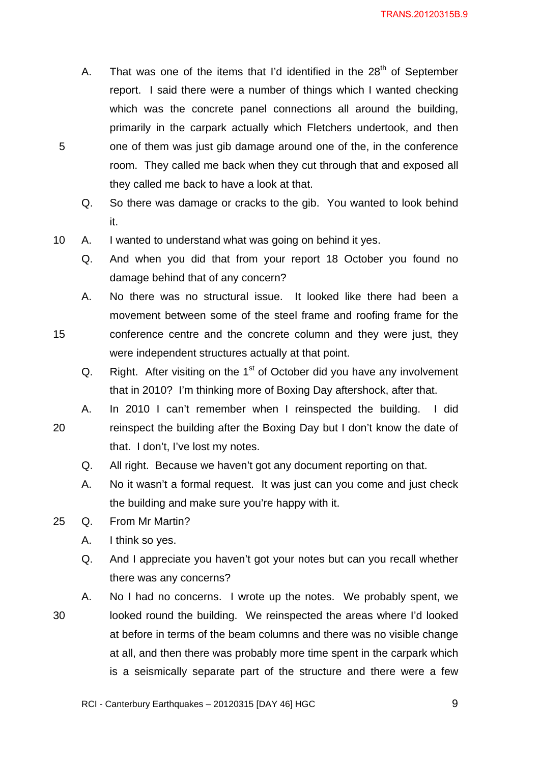A. That was one of the items that I'd identified in the 28th of September report. I said there were a number of things which I wanted checking which was the concrete panel connections all around the building, primarily in the carpark actually which Fletchers undertook, and then one of them was just gib damage around one of the, in the conference room. They called me back when they cut through that and exposed all they called me back to have a look at that.

Q. So there was damage or cracks to the gib. You wanted to look behind it.

A. I wanted to understand what was going on behind it yes.

Q. And when you did that from your report 18 October you found no damage behind that of any concern?

A. No there was no structural issue. It looked like there had been a movement between some of the steel frame and roofing frame for the conference centre and the concrete column and they were just, they were independent structures actually at that point.

Q. Right. After visiting on the 1st of October did you have any involvement that in 2010? I'm thinking more of Boxing Day aftershock, after that.

A. In 2010 I can't remember when I reinspected the building. I did reinspect the building after the Boxing Day but I don't know the date of that. I don't, I've lost my notes.

Q. All right. Because we haven't got any document reporting on that.

A. No it wasn't a formal request. It was just can you come and just check the building and make sure you're happy with it.

Q. From Mr Martin?

A. I think so yes.

Q. And I appreciate you haven't got your notes but can you recall whether there was any concerns?

A. No I had no concerns. I wrote up the notes. We probably spent, we looked round the building. We reinspected the areas where I'd looked at before in terms of the beam columns and there was no visible change at all, and then there was probably more time spent in the carpark which is a seismically separate part of the structure and there were a few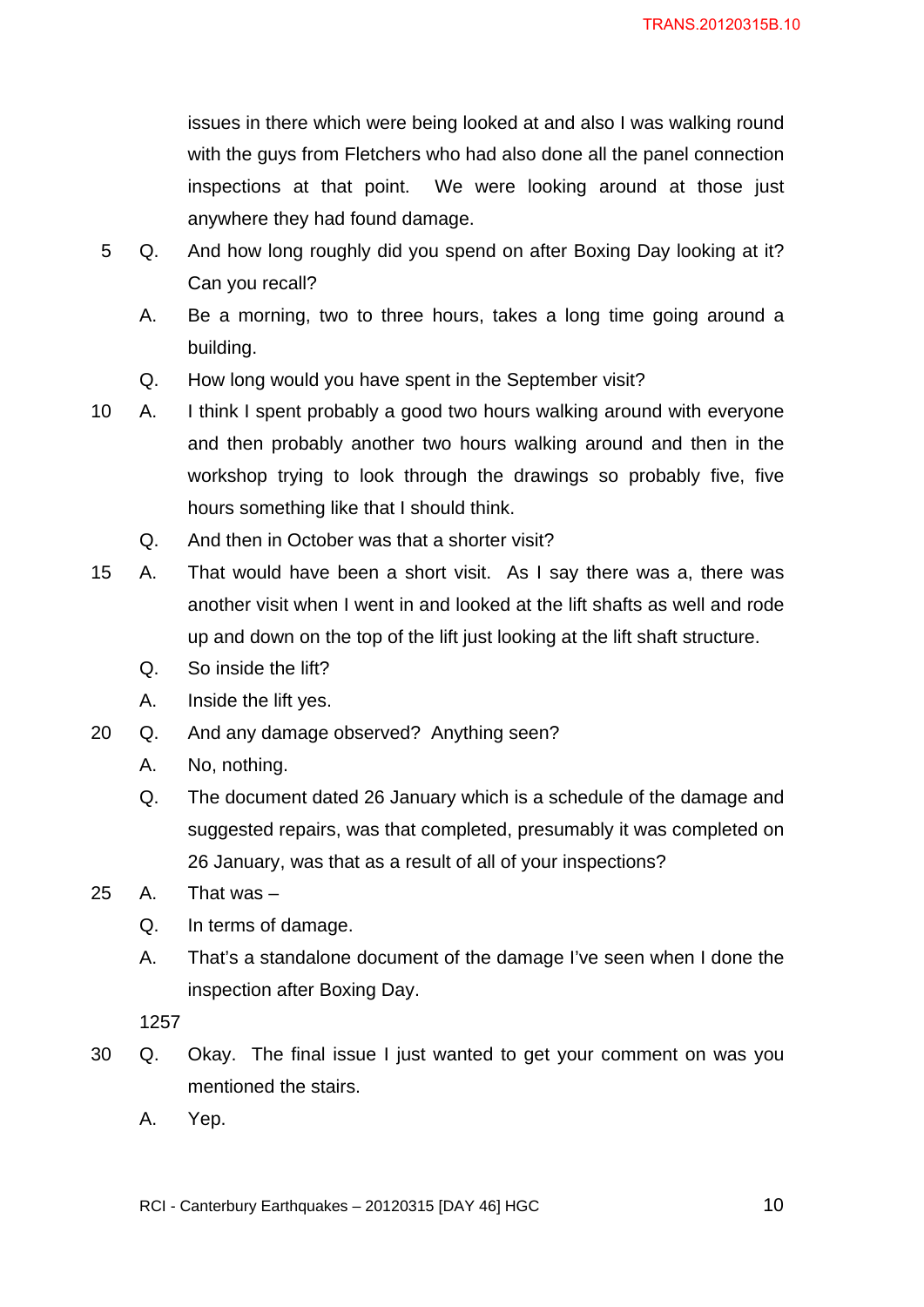issues in there which were being looked at and also I was walking round with the guys from Fletchers who had also done all the panel connection inspections at that point. We were looking around at those just anywhere they had found damage.

5 Q. And how long roughly did you spend on after Boxing Day looking at it? Can you recall?

A. Be a morning, two to three hours, takes a long time going around a building.

Q. How long would you have spent in the September visit?

10 A. I think I spent probably a good two hours walking around with everyone and then probably another two hours walking around and then in the workshop trying to look through the drawings so probably five, five hours something like that I should think.

Q. And then in October was that a shorter visit?

15 A. That would have been a short visit. As I say there was a, there was another visit when I went in and looked at the lift shafts as well and rode up and down on the top of the lift just looking at the lift shaft structure.

Q. So inside the lift?

A. Inside the lift yes.

20 Q. And any damage observed? Anything seen?

A. No, nothing.

Q. The document dated 26 January which is a schedule of the damage and suggested repairs, was that completed, presumably it was completed on 26 January, was that as a result of all of your inspections?

25 A. That was –

Q. In terms of damage.

A. That's a standalone document of the damage I've seen when I done the inspection after Boxing Day.

1257

30 Q. Okay. The final issue I just wanted to get your comment on was you mentioned the stairs.

A. Yep.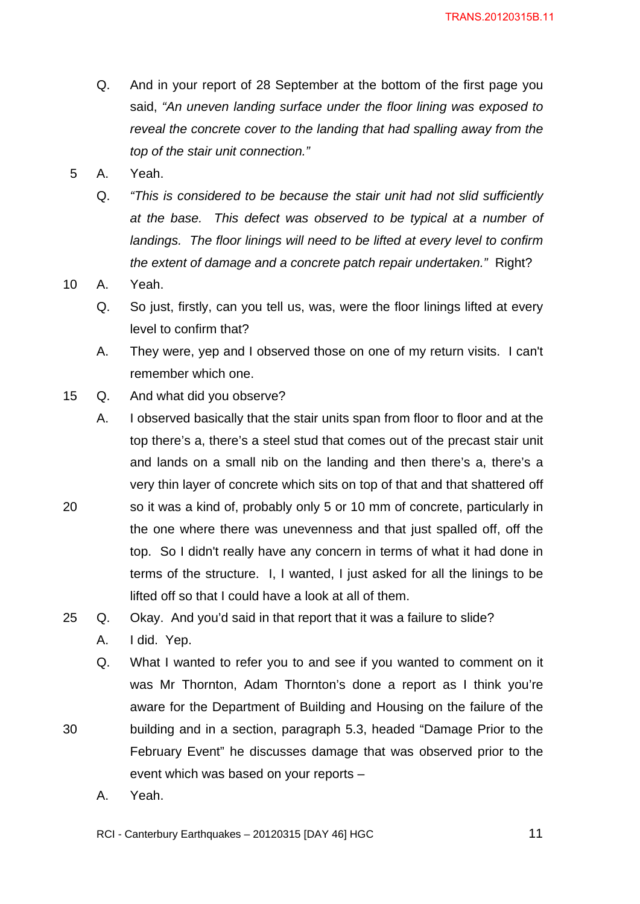Q. And in your report of 28 September at the bottom of the first page you said, *"An uneven landing surface under the floor lining was exposed to reveal the concrete cover to the landing that had spalling away from the top of the stair unit connection."*

A. Yeah.

Q. *"This is considered to be because the stair unit had not slid sufficiently at the base. This defect was observed to be typical at a number of landings. The floor linings will need to be lifted at every level to confirm the extent of damage and a concrete patch repair undertaken."* Right?

A. Yeah.

Q. So just, firstly, can you tell us, was, were the floor linings lifted at every level to confirm that?

A. They were, yep and I observed those on one of my return visits. I can't remember which one.

Q. And what did you observe?

A. I observed basically that the stair units span from floor to floor and at the top there's a, there's a steel stud that comes out of the precast stair unit and lands on a small nib on the landing and then there's a, there's a very thin layer of concrete which sits on top of that and that shattered off so it was a kind of, probably only 5 or 10 mm of concrete, particularly in the one where there was unevenness and that just spalled off, off the top. So I didn't really have any concern in terms of what it had done in terms of the structure. I, I wanted, I just asked for all the linings to be lifted off so that I could have a look at all of them.

Q. Okay. And you'd said in that report that it was a failure to slide?

A. I did. Yep.

Q. What I wanted to refer you to and see if you wanted to comment on it was Mr Thornton, Adam Thornton's done a report as I think you're aware for the Department of Building and Housing on the failure of the building and in a section, paragraph 5.3, headed "Damage Prior to the February Event" he discusses damage that was observed prior to the event which was based on your reports –

A. Yeah.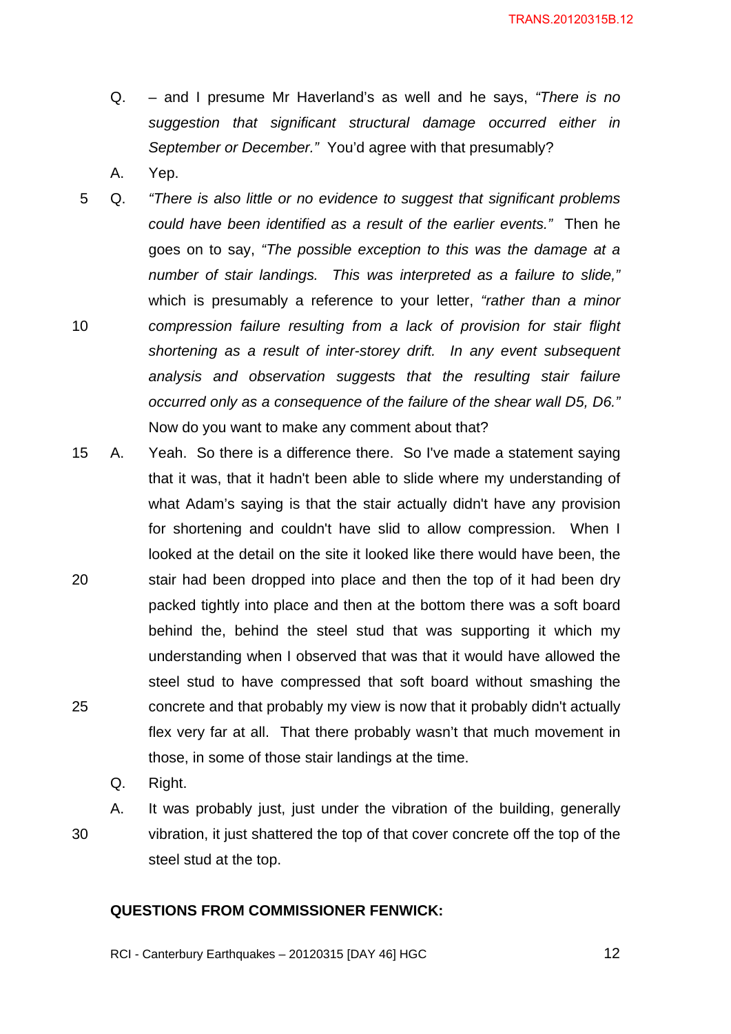Q. – and I presume Mr Haverland's as well and he says, *"There is no suggestion that significant structural damage occurred either in September or December."* You'd agree with that presumably?

A. Yep.

Q. *"There is also little or no evidence to suggest that significant problems could have been identified as a result of the earlier events."* Then he goes on to say, *"The possible exception to this was the damage at a number of stair landings. This was interpreted as a failure to slide,"* which is presumably a reference to your letter, *"rather than a minor compression failure resulting from a lack of provision for stair flight shortening as a result of inter-storey drift. In any event subsequent analysis and observation suggests that the resulting stair failure occurred only as a consequence of the failure of the shear wall D5, D6."* Now do you want to make any comment about that?

A. Yeah. So there is a difference there. So I've made a statement saying that it was, that it hadn't been able to slide where my understanding of what Adam's saying is that the stair actually didn't have any provision for shortening and couldn't have slid to allow compression. When I looked at the detail on the site it looked like there would have been, the stair had been dropped into place and then the top of it had been dry packed tightly into place and then at the bottom there was a soft board behind the, behind the steel stud that was supporting it which my understanding when I observed that was that it would have allowed the steel stud to have compressed that soft board without smashing the concrete and that probably my view is now that it probably didn't actually flex very far at all. That there probably wasn't that much movement in those, in some of those stair landings at the time.

Q. Right.

A. It was probably just, just under the vibration of the building, generally vibration, it just shattered the top of that cover concrete off the top of the steel stud at the top.

**QUESTIONS FROM COMMISSIONER FENWICK:**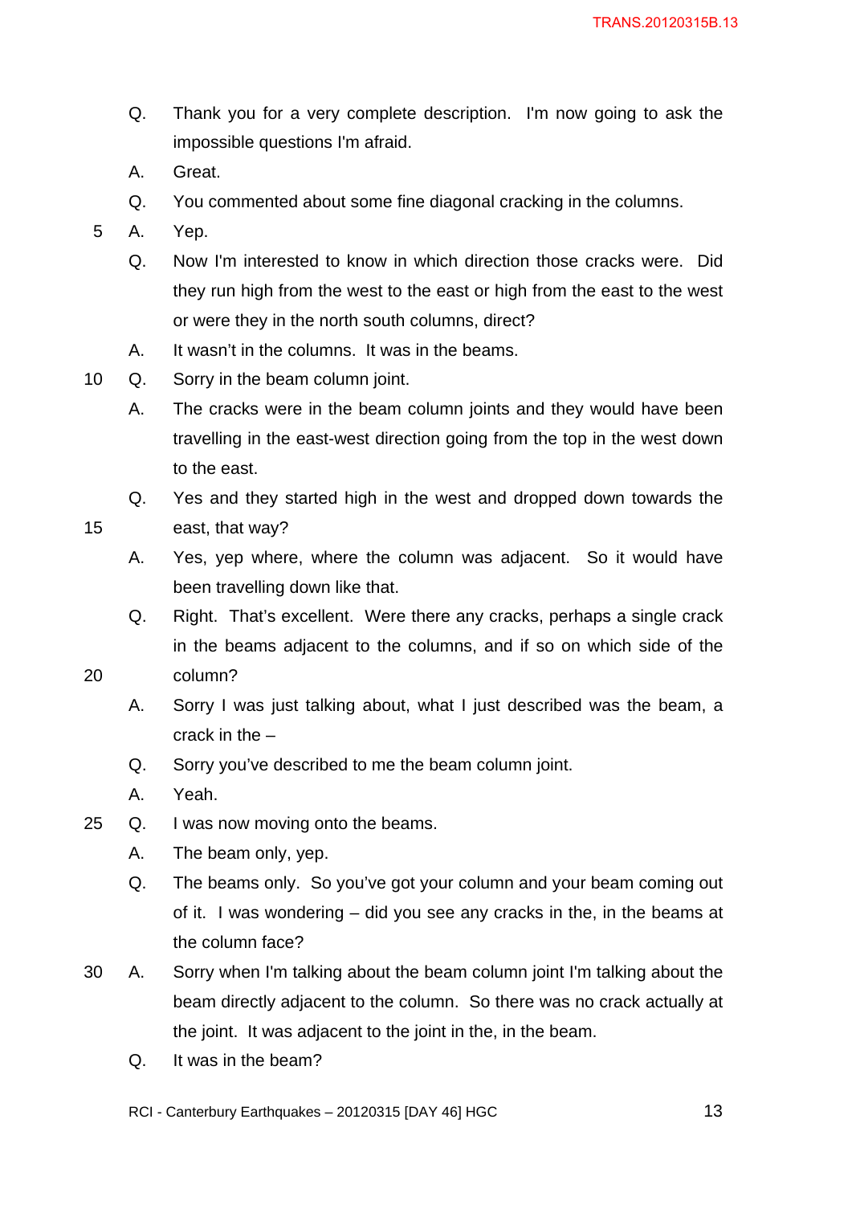Q. Thank you for a very complete description. I'm now going to ask the impossible questions I'm afraid.

A. Great.

Q. You commented about some fine diagonal cracking in the columns.

5 A. Yep.

Q. Now I'm interested to know in which direction those cracks were. Did they run high from the west to the east or high from the east to the west or were they in the north south columns, direct?

A. It wasn't in the columns. It was in the beams.

10 Q. Sorry in the beam column joint.

A. The cracks were in the beam column joints and they would have been travelling in the east-west direction going from the top in the west down to the east.

Q. Yes and they started high in the west and dropped down towards the

15 east, that way?

A. Yes, yep where, where the column was adjacent. So it would have been travelling down like that.

Q. Right. That's excellent. Were there any cracks, perhaps a single crack in the beams adjacent to the columns, and if so on which side of the

20 column?

A. Sorry I was just talking about, what I just described was the beam, a crack in the –

Q. Sorry you've described to me the beam column joint.

A. Yeah.

25 Q. I was now moving onto the beams.

A. The beam only, yep.

Q. The beams only. So you've got your column and your beam coming out of it. I was wondering – did you see any cracks in the, in the beams at the column face?

30 A. Sorry when I'm talking about the beam column joint I'm talking about the beam directly adjacent to the column. So there was no crack actually at the joint. It was adjacent to the joint in the, in the beam.

Q. It was in the beam?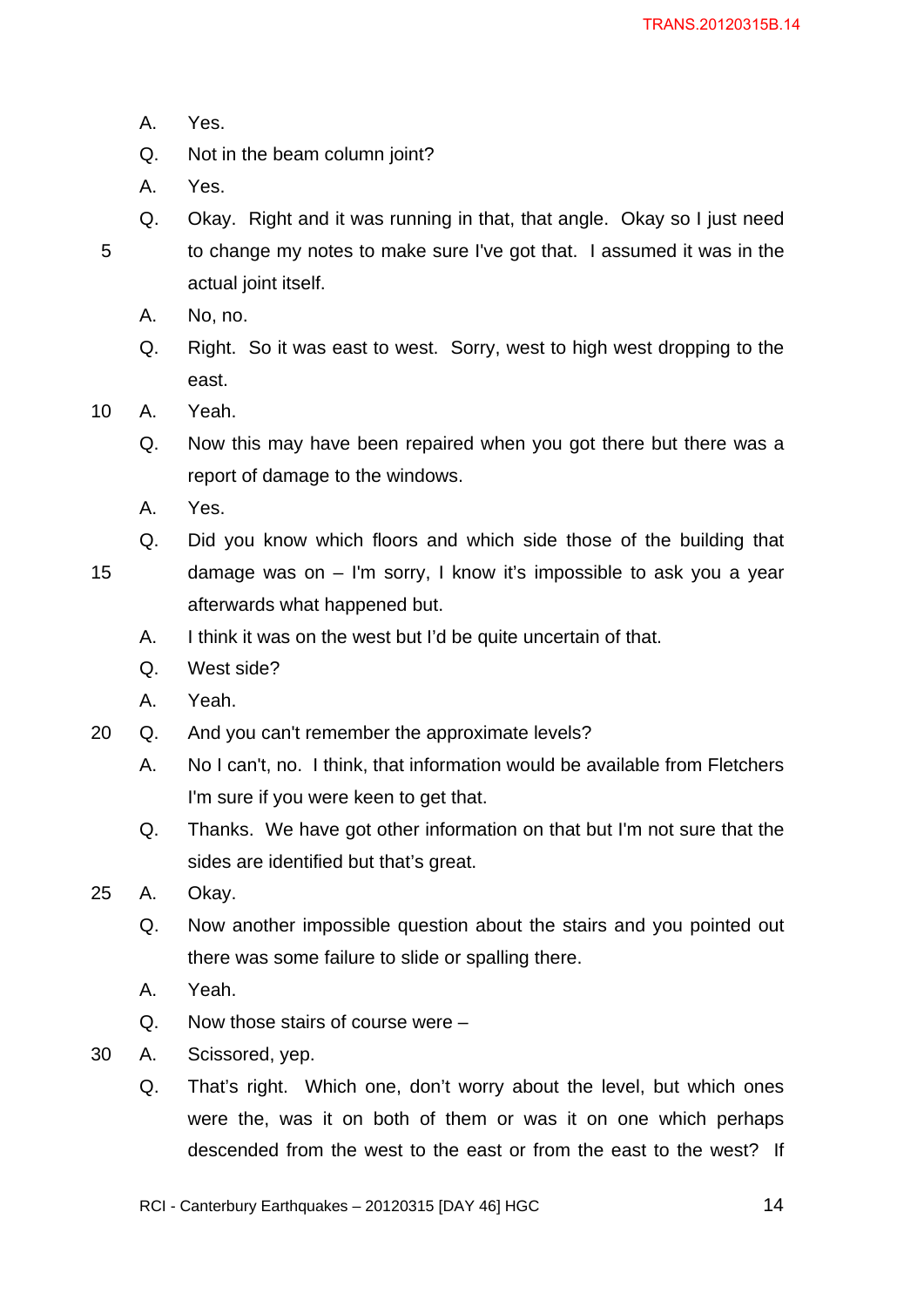A. Yes.

Q. Not in the beam column joint?

A. Yes.

Q. Okay. Right and it was running in that, that angle. Okay so I just need to change my notes to make sure I've got that. I assumed it was in the actual joint itself.

A. No, no.

Q. Right. So it was east to west. Sorry, west to high west dropping to the east.

A. Yeah.

Q. Now this may have been repaired when you got there but there was a report of damage to the windows.

A. Yes.

Q. Did you know which floors and which side those of the building that damage was on – I'm sorry, I know it's impossible to ask you a year afterwards what happened but.

A. I think it was on the west but I'd be quite uncertain of that.

Q. West side?

A. Yeah.

Q. And you can't remember the approximate levels?

A. No I can't, no. I think, that information would be available from Fletchers I'm sure if you were keen to get that.

Q. Thanks. We have got other information on that but I'm not sure that the sides are identified but that's great.

A. Okay.

Q. Now another impossible question about the stairs and you pointed out there was some failure to slide or spalling there.

A. Yeah.

Q. Now those stairs of course were –

A. Scissored, yep.

Q. That's right. Which one, don't worry about the level, but which ones were the, was it on both of them or was it on one which perhaps descended from the west to the east or from the east to the west? If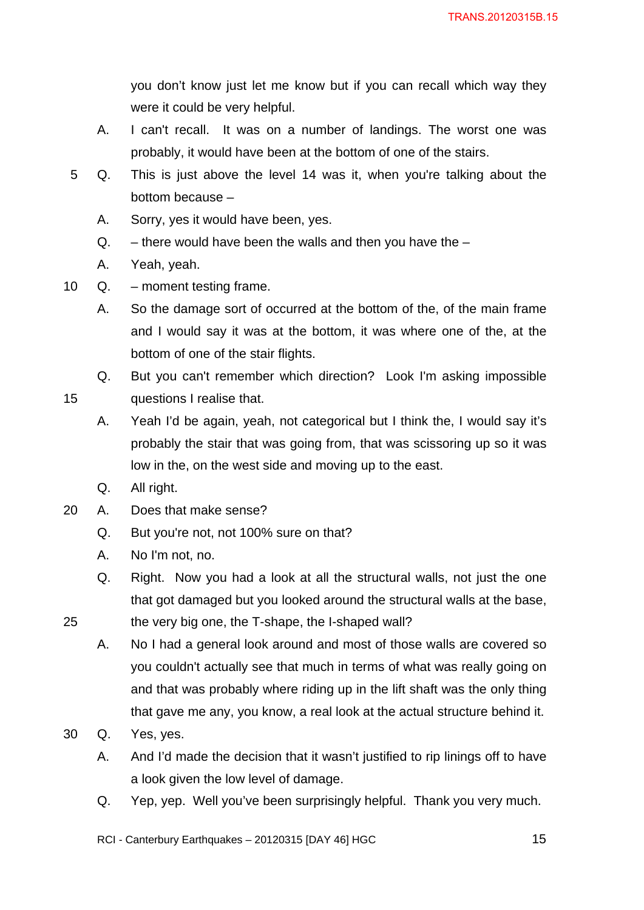you don't know just let me know but if you can recall which way they were it could be very helpful.

A. I can't recall. It was on a number of landings. The worst one was probably, it would have been at the bottom of one of the stairs.

Q. This is just above the level 14 was it, when you're talking about the bottom because –

A. Sorry, yes it would have been, yes.

Q. – there would have been the walls and then you have the –

A. Yeah, yeah.

Q. – moment testing frame.

A. So the damage sort of occurred at the bottom of the, of the main frame and I would say it was at the bottom, it was where one of the, at the bottom of one of the stair flights.

Q. But you can't remember which direction? Look I'm asking impossible questions I realise that.

A. Yeah I'd be again, yeah, not categorical but I think the, I would say it's probably the stair that was going from, that was scissoring up so it was low in the, on the west side and moving up to the east.

Q. All right.

A. Does that make sense?

Q. But you're not, not 100% sure on that?

A. No I'm not, no.

Q. Right. Now you had a look at all the structural walls, not just the one that got damaged but you looked around the structural walls at the base, the very big one, the T-shape, the I-shaped wall?

A. No I had a general look around and most of those walls are covered so you couldn't actually see that much in terms of what was really going on and that was probably where riding up in the lift shaft was the only thing that gave me any, you know, a real look at the actual structure behind it.

Q. Yes, yes.

A. And I'd made the decision that it wasn't justified to rip linings off to have a look given the low level of damage.

Q. Yep, yep. Well you've been surprisingly helpful. Thank you very much.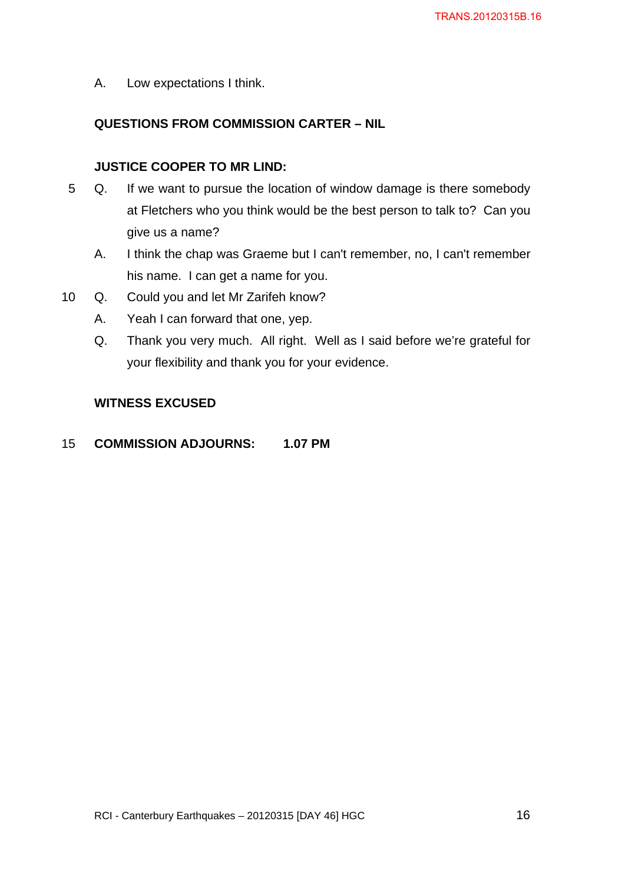A. Low expectations I think.

**QUESTIONS FROM COMMISSION CARTER – NIL**

**JUSTICE COOPER TO MR LIND:**

5 Q. If we want to pursue the location of window damage is there somebody at Fletchers who you think would be the best person to talk to? Can you give us a name?

A. I think the chap was Graeme but I can't remember, no, I can't remember his name. I can get a name for you.

10 Q. Could you and let Mr Zarifeh know?

A. Yeah I can forward that one, yep.

Q. Thank you very much. All right. Well as I said before we're grateful for your flexibility and thank you for your evidence.

**WITNESS EXCUSED**

15 **COMMISSION ADJOURNS: 1.07 PM**